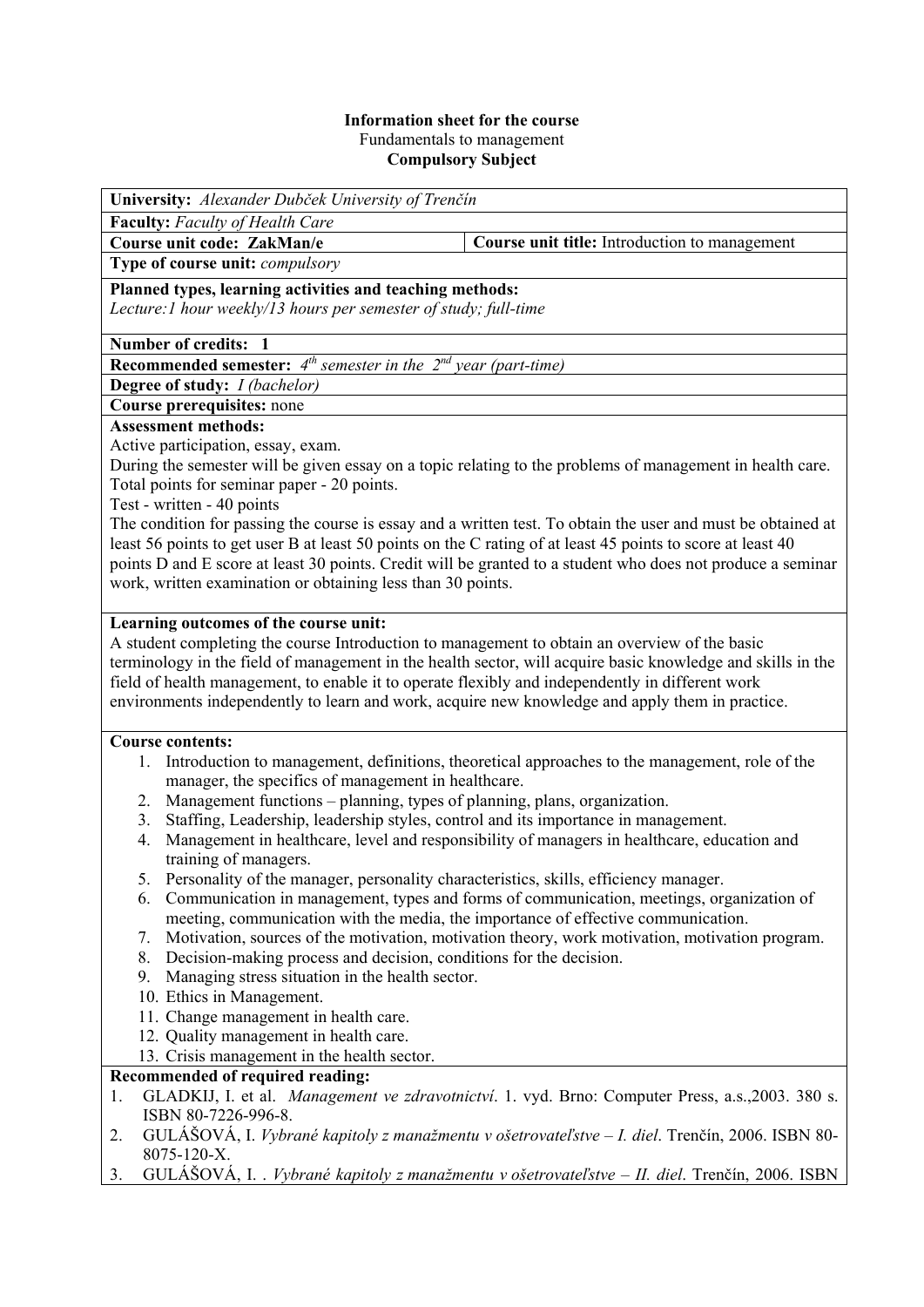**Information sheet for the course**
Fundamentals to management
**Compulsory Subject**

**University:** *Alexander Dubček University of Trenčín*

**Faculty:** *Faculty of Health Care*

**Course unit code: ZakMan/e** | **Course unit title:** Introduction to management

**Type of course unit:** *compulsory*

**Planned types, learning activities and teaching methods:**
*Lecture:1 hour weekly/13 hours per semester of study; full-time*

**Number of credits: 1**

**Recommended semester:** *4th semester in the 2nd year (part-time)*

**Degree of study:** *I (bachelor)*

**Course prerequisites:** none

**Assessment methods:**
Active participation, essay, exam.
During the semester will be given essay on a topic relating to the problems of management in health care.
Total points for seminar paper - 20 points.
Test - written - 40 points
The condition for passing the course is essay and a written test. To obtain the user and must be obtained at least 56 points to get user B at least 50 points on the C rating of at least 45 points to score at least 40 points D and E score at least 30 points. Credit will be granted to a student who does not produce a seminar work, written examination or obtaining less than 30 points.

**Learning outcomes of the course unit:**
A student completing the course Introduction to management to obtain an overview of the basic terminology in the field of management in the health sector, will acquire basic knowledge and skills in the field of health management, to enable it to operate flexibly and independently in different work environments independently to learn and work, acquire new knowledge and apply them in practice.

**Course contents:**

1. Introduction to management, definitions, theoretical approaches to the management, role of the manager, the specifics of management in healthcare.
2. Management functions – planning, types of planning, plans, organization.
3. Staffing, Leadership, leadership styles, control and its importance in management.
4. Management in healthcare, level and responsibility of managers in healthcare, education and training of managers.
5. Personality of the manager, personality characteristics, skills, efficiency manager.
6. Communication in management, types and forms of communication, meetings, organization of meeting, communication with the media, the importance of effective communication.
7. Motivation, sources of the motivation, motivation theory, work motivation, motivation program.
8. Decision-making process and decision, conditions for the decision.
9. Managing stress situation in the health sector.
10. Ethics in Management.
11. Change management in health care.
12. Quality management in health care.
13. Crisis management in the health sector.

**Recommended of required reading:**

1. GLADKIJ, I. et al. *Management ve zdravotnictví*. 1. vyd. Brno: Computer Press, a.s.,2003. 380 s. ISBN 80-7226-996-8.
2. GULÁŠOVÁ, I. *Vybrané kapitoly z manažmentu v ošetrovateľstve – I. diel*. Trenčín, 2006. ISBN 80-8075-120-X.
3. GULÁŠOVÁ, I. . *Vybrané kapitoly z manažmentu v ošetrovateľstve – II. diel*. Trenčín, 2006. ISBN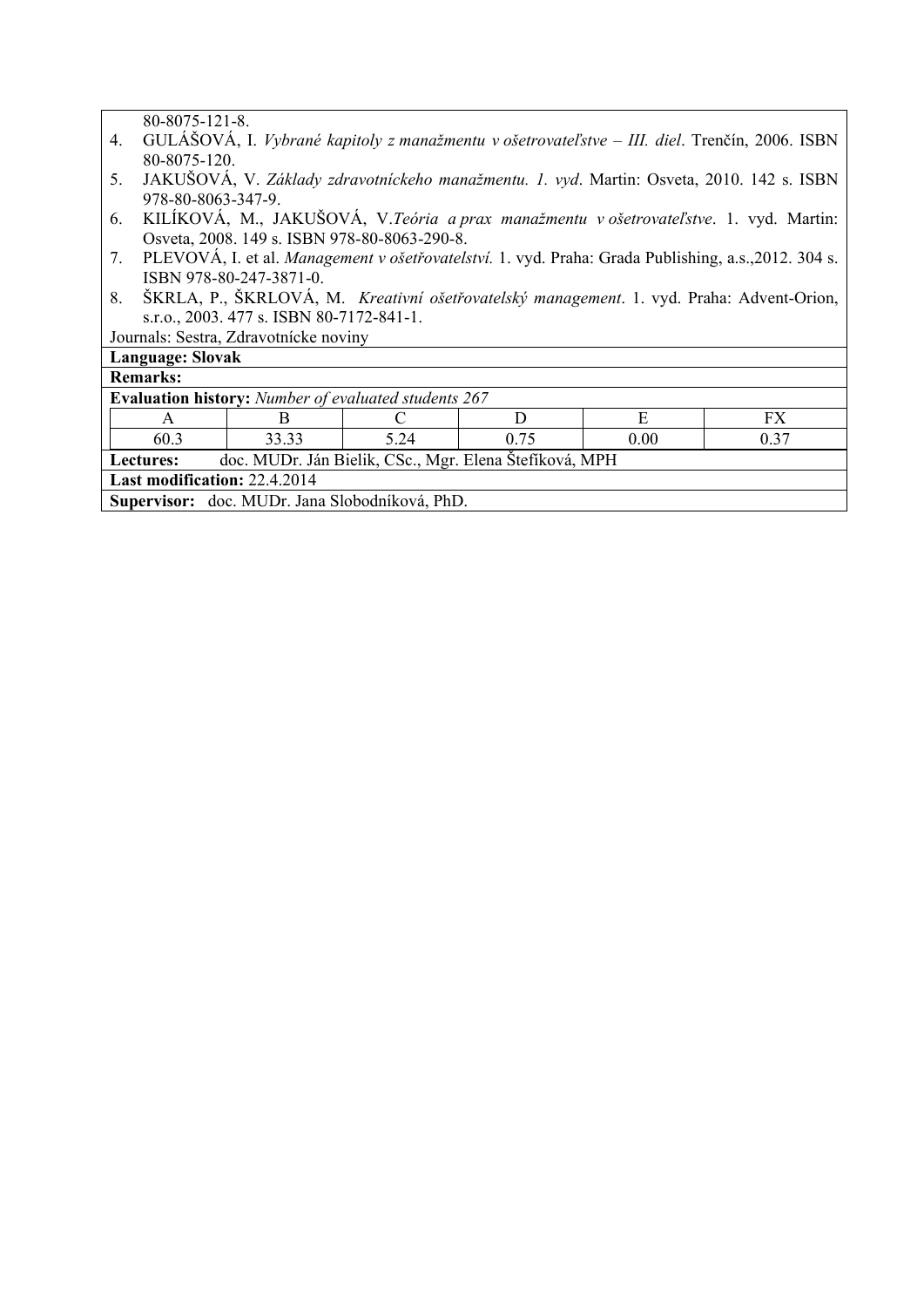80-8075-121-8.

4. GULÁŠOVÁ, I. *Vybrané kapitoly z manažmentu v ošetrovateľstve – III. diel*. Trenčín, 2006. ISBN 80-8075-120.
5. JAKUŠOVÁ, V. *Základy zdravotníckeho manažmentu. 1. vyd*. Martin: Osveta, 2010. 142 s. ISBN 978-80-8063-347-9.
6. KILÍKOVÁ, M., JAKUŠOVÁ, V.*Teória a prax manažmentu v ošetrovateľstve*. 1. vyd. Martin: Osveta, 2008. 149 s. ISBN 978-80-8063-290-8.
7. PLEVOVÁ, I. et al. *Management v ošetřovatelství.* 1. vyd. Praha: Grada Publishing, a.s.,2012. 304 s. ISBN 978-80-247-3871-0.
8. ŠKRLA, P., ŠKRLOVÁ, M. *Kreativní ošetřovatelský management*. 1. vyd. Praha: Advent-Orion, s.r.o., 2003. 477 s. ISBN 80-7172-841-1.

Journals: Sestra, Zdravotnícke noviny

**Language: Slovak**

**Remarks:**

**Evaluation history:** *Number of evaluated students 267*

| A | B | C | D | E | FX |
|---|---|---|---|---|---|
| 60.3 | 33.33 | 5.24 | 0.75 | 0.00 | 0.37 |

**Lectures:** doc. MUDr. Ján Bielik, CSc., Mgr. Elena Štefíková, MPH

**Last modification:** 22.4.2014

**Supervisor:** doc. MUDr. Jana Slobodníková, PhD.